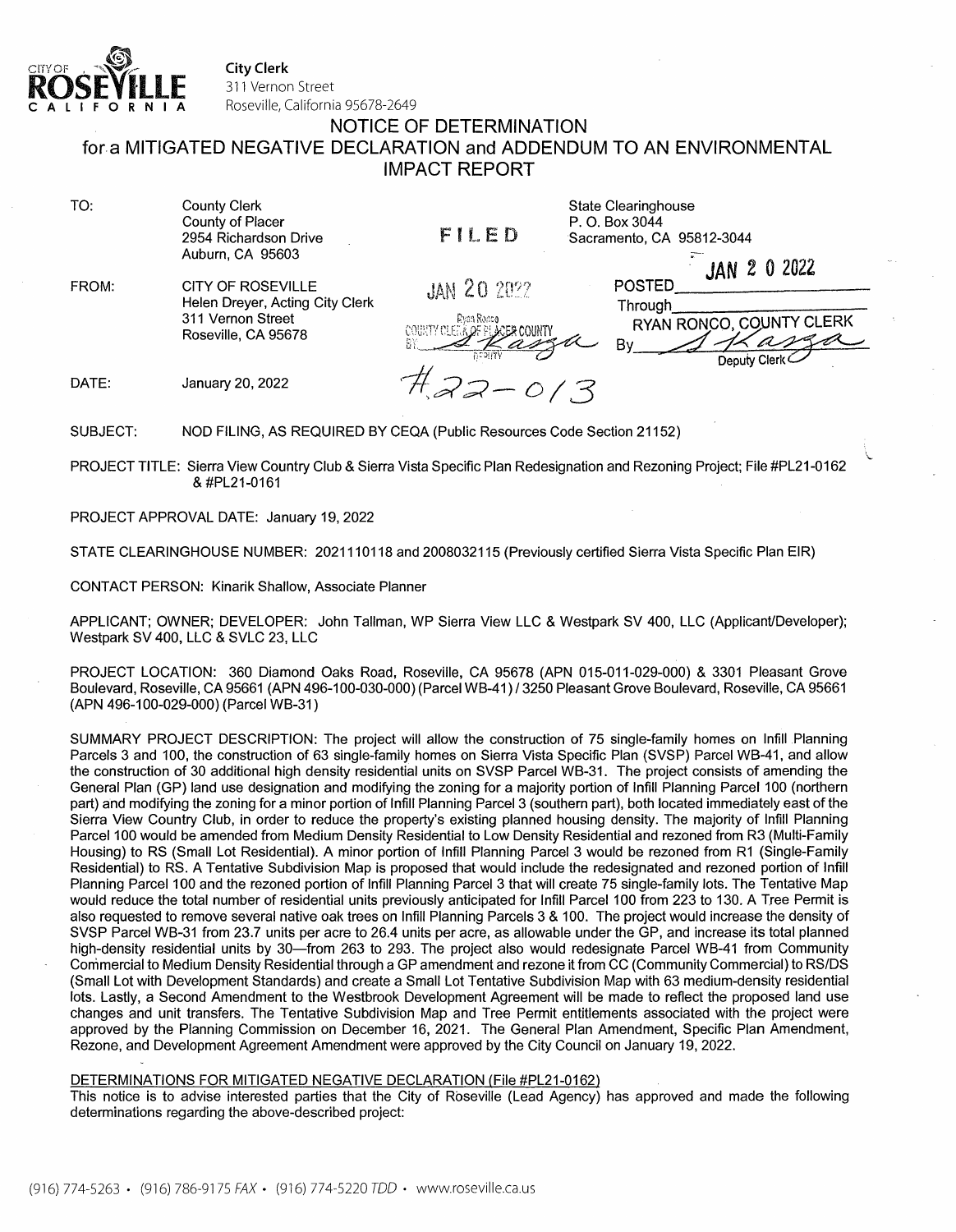**City Clerk**
311 Vernon Street
Roseville, California 95678-2649

# NOTICE OF DETERMINATION
## for a MITIGATED NEGATIVE DECLARATION and ADDENDUM TO AN ENVIRONMENTAL IMPACT REPORT

TO: County Clerk
County of Placer
2954 Richardson Drive
Auburn, CA 95603

State Clearinghouse
P. O. Box 3044
Sacramento, CA 95812-3044

FILED
JAN 20 2022
Ryan Ronco
COUNTY CLERK OF PLACER COUNTY
BY [signature] DEPUTY

POSTED JAN 2 0 2022
Through
RYAN RONCO, COUNTY CLERK
By [signature] Deputy Clerk

FROM: CITY OF ROSEVILLE
Helen Dreyer, Acting City Clerk
311 Vernon Street
Roseville, CA 95678

DATE: January 20, 2022

#22-013

SUBJECT: NOD FILING, AS REQUIRED BY CEQA (Public Resources Code Section 21152)

PROJECT TITLE: Sierra View Country Club & Sierra Vista Specific Plan Redesignation and Rezoning Project; File #PL21-0162 & #PL21-0161

PROJECT APPROVAL DATE: January 19, 2022

STATE CLEARINGHOUSE NUMBER: 2021110118 and 2008032115 (Previously certified Sierra Vista Specific Plan EIR)

CONTACT PERSON: Kinarik Shallow, Associate Planner

APPLICANT; OWNER; DEVELOPER: John Tallman, WP Sierra View LLC & Westpark SV 400, LLC (Applicant/Developer); Westpark SV 400, LLC & SVLC 23, LLC

PROJECT LOCATION: 360 Diamond Oaks Road, Roseville, CA 95678 (APN 015-011-029-000) & 3301 Pleasant Grove Boulevard, Roseville, CA 95661 (APN 496-100-030-000) (Parcel WB-41) / 3250 Pleasant Grove Boulevard, Roseville, CA 95661 (APN 496-100-029-000) (Parcel WB-31)

SUMMARY PROJECT DESCRIPTION: The project will allow the construction of 75 single-family homes on Infill Planning Parcels 3 and 100, the construction of 63 single-family homes on Sierra Vista Specific Plan (SVSP) Parcel WB-41, and allow the construction of 30 additional high density residential units on SVSP Parcel WB-31. The project consists of amending the General Plan (GP) land use designation and modifying the zoning for a majority portion of Infill Planning Parcel 100 (northern part) and modifying the zoning for a minor portion of Infill Planning Parcel 3 (southern part), both located immediately east of the Sierra View Country Club, in order to reduce the property's existing planned housing density. The majority of Infill Planning Parcel 100 would be amended from Medium Density Residential to Low Density Residential and rezoned from R3 (Multi-Family Housing) to RS (Small Lot Residential). A minor portion of Infill Planning Parcel 3 would be rezoned from R1 (Single-Family Residential) to RS. A Tentative Subdivision Map is proposed that would include the redesignated and rezoned portion of Infill Planning Parcel 100 and the rezoned portion of Infill Planning Parcel 3 that will create 75 single-family lots. The Tentative Map would reduce the total number of residential units previously anticipated for Infill Parcel 100 from 223 to 130. A Tree Permit is also requested to remove several native oak trees on Infill Planning Parcels 3 & 100. The project would increase the density of SVSP Parcel WB-31 from 23.7 units per acre to 26.4 units per acre, as allowable under the GP, and increase its total planned high-density residential units by 30—from 263 to 293. The project also would redesignate Parcel WB-41 from Community Commercial to Medium Density Residential through a GP amendment and rezone it from CC (Community Commercial) to RS/DS (Small Lot with Development Standards) and create a Small Lot Tentative Subdivision Map with 63 medium-density residential lots. Lastly, a Second Amendment to the Westbrook Development Agreement will be made to reflect the proposed land use changes and unit transfers. The Tentative Subdivision Map and Tree Permit entitlements associated with the project were approved by the Planning Commission on December 16, 2021. The General Plan Amendment, Specific Plan Amendment, Rezone, and Development Agreement Amendment were approved by the City Council on January 19, 2022.

DETERMINATIONS FOR MITIGATED NEGATIVE DECLARATION (File #PL21-0162)

This notice is to advise interested parties that the City of Roseville (Lead Agency) has approved and made the following determinations regarding the above-described project:

(916) 774-5263 • (916) 786-9175 *FAX* • (916) 774-5220 *TDD* • www.roseville.ca.us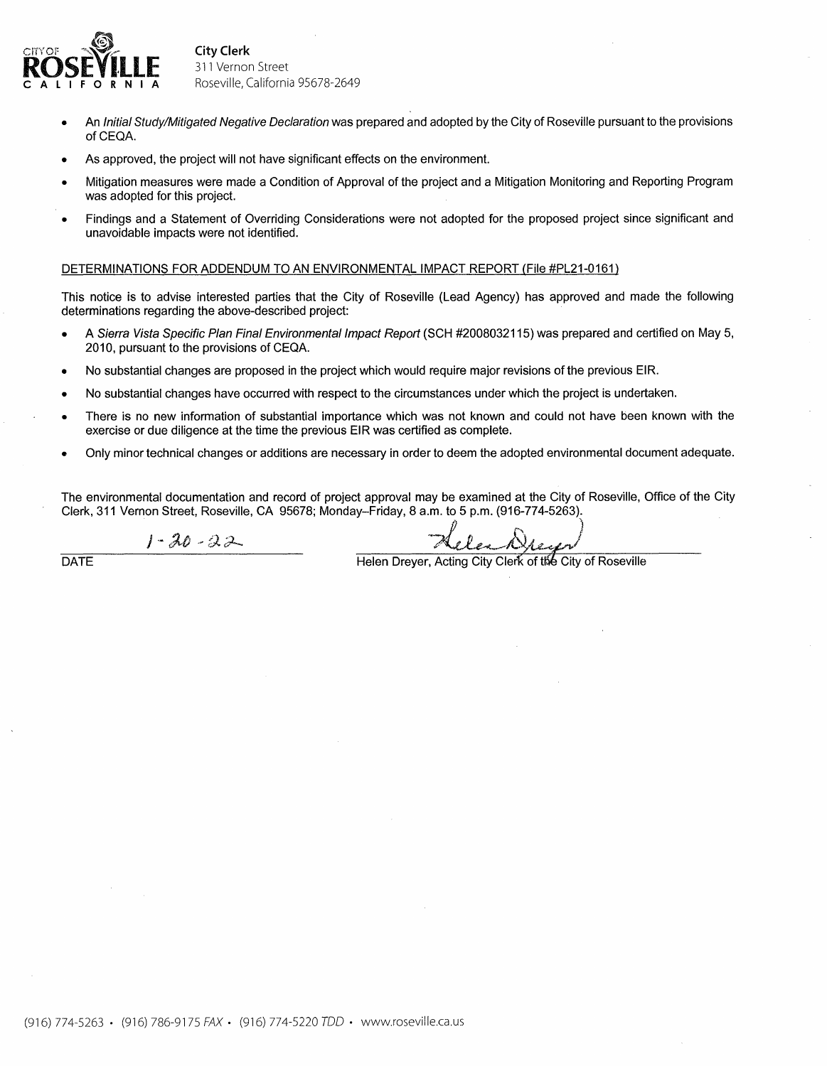**City Clerk**
311 Vernon Street
Roseville, California 95678-2649

- An *Initial Study/Mitigated Negative Declaration* was prepared and adopted by the City of Roseville pursuant to the provisions of CEQA.
- As approved, the project will not have significant effects on the environment.
- Mitigation measures were made a Condition of Approval of the project and a Mitigation Monitoring and Reporting Program was adopted for this project.
- Findings and a Statement of Overriding Considerations were not adopted for the proposed project since significant and unavoidable impacts were not identified.

DETERMINATIONS FOR ADDENDUM TO AN ENVIRONMENTAL IMPACT REPORT (File #PL21-0161)

This notice is to advise interested parties that the City of Roseville (Lead Agency) has approved and made the following determinations regarding the above-described project:

- A *Sierra Vista Specific Plan Final Environmental Impact Report* (SCH #2008032115) was prepared and certified on May 5, 2010, pursuant to the provisions of CEQA.
- No substantial changes are proposed in the project which would require major revisions of the previous EIR.
- No substantial changes have occurred with respect to the circumstances under which the project is undertaken.
- There is no new information of substantial importance which was not known and could not have been known with the exercise or due diligence at the time the previous EIR was certified as complete.
- Only minor technical changes or additions are necessary in order to deem the adopted environmental document adequate.

The environmental documentation and record of project approval may be examined at the City of Roseville, Office of the City Clerk, 311 Vernon Street, Roseville, CA 95678; Monday–Friday, 8 a.m. to 5 p.m. (916-774-5263).

1-20-22
DATE

Helen Dreyer
Helen Dreyer, Acting City Clerk of the City of Roseville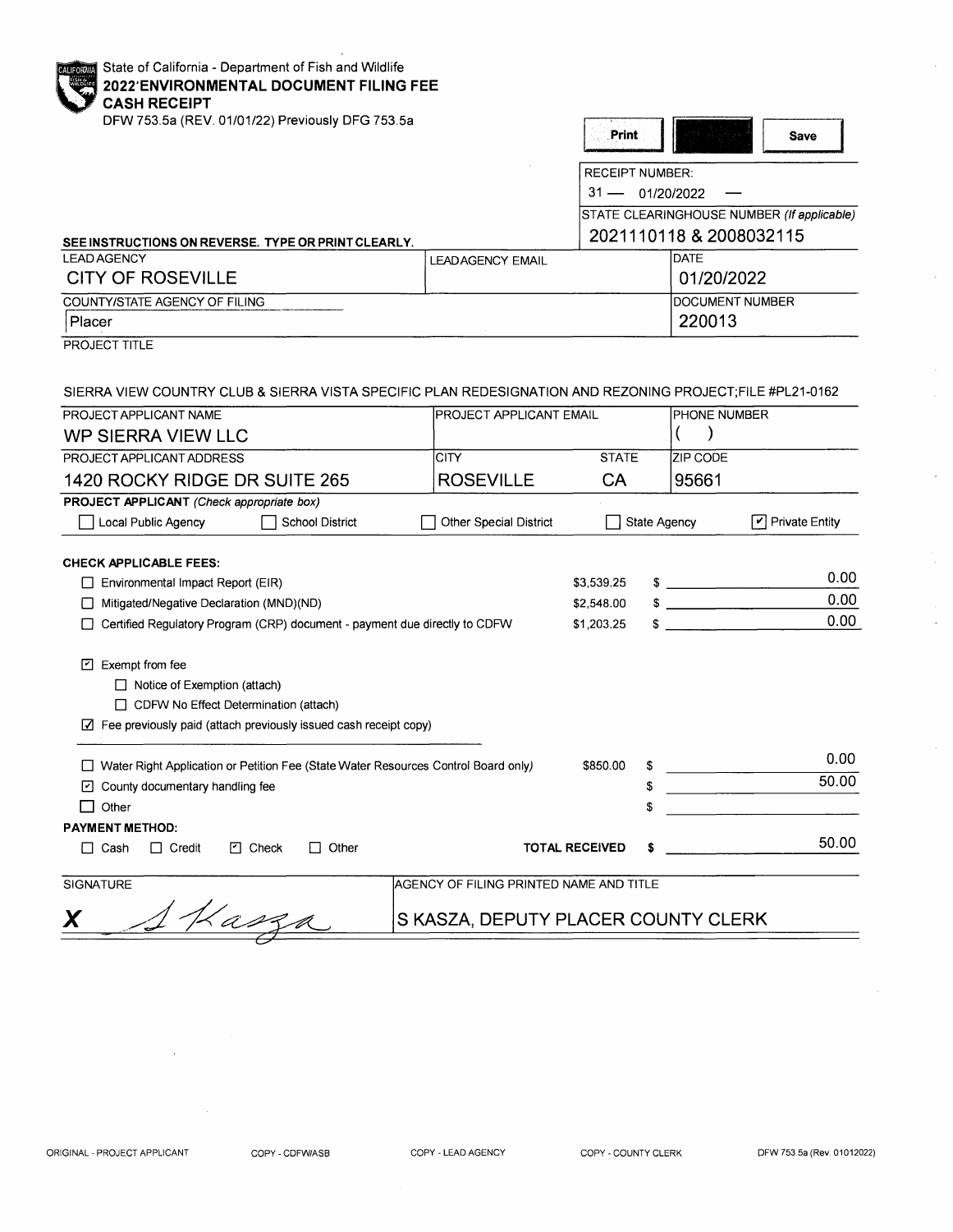State of California - Department of Fish and Wildlife
**2022 ENVIRONMENTAL DOCUMENT FILING FEE**
**CASH RECEIPT**
DFW 753.5a (REV. 01/01/22) Previously DFG 753.5a

Print | Save

RECEIPT NUMBER:
31 — 01/20/2022 —

STATE CLEARINGHOUSE NUMBER *(If applicable)*
2021110118 & 2008032115

**SEE INSTRUCTIONS ON REVERSE. TYPE OR PRINT CLEARLY.**

| LEAD AGENCY | LEADAGENCY EMAIL | DATE |
|---|---|---|
| CITY OF ROSEVILLE | | 01/20/2022 |

| COUNTY/STATE AGENCY OF FILING | DOCUMENT NUMBER |
|---|---|
| Placer | 220013 |

PROJECT TITLE

SIERRA VIEW COUNTRY CLUB & SIERRA VISTA SPECIFIC PLAN REDESIGNATION AND REZONING PROJECT;FILE #PL21-0162

| PROJECT APPLICANT NAME | PROJECT APPLICANT EMAIL | | PHONE NUMBER |
|---|---|---|---|
| WP SIERRA VIEW LLC | | | ( ) |
| PROJECT APPLICANT ADDRESS | CITY | STATE | ZIP CODE |
| 1420 ROCKY RIDGE DR SUITE 265 | ROSEVILLE | CA | 95661 |

**PROJECT APPLICANT** *(Check appropriate box)*

☐ Local Public Agency ☐ School District ☐ Other Special District ☐ State Agency ☑ Private Entity

**CHECK APPLICABLE FEES:**

| | | |
|---|---|---|
| ☐ Environmental Impact Report (EIR) | $3,539.25 | $ 0.00 |
| ☐ Mitigated/Negative Declaration (MND)(ND) | $2,548.00 | $ 0.00 |
| ☐ Certified Regulatory Program (CRP) document - payment due directly to CDFW | $1,203.25 | $ 0.00 |

☑ Exempt from fee
- ☐ Notice of Exemption (attach)
- ☐ CDFW No Effect Determination (attach)

☑ Fee previously paid (attach previously issued cash receipt copy)

| | | |
|---|---|---|
| ☐ Water Right Application or Petition Fee (State Water Resources Control Board only) | $850.00 | $ 0.00 |
| ☑ County documentary handling fee | | $ 50.00 |
| ☐ Other | | $ |

**PAYMENT METHOD:**

☐ Cash ☐ Credit ☑ Check ☐ Other **TOTAL RECEIVED** **$** 50.00

| SIGNATURE | AGENCY OF FILING PRINTED NAME AND TITLE |
|---|---|
| **X** S Kasza | S KASZA, DEPUTY PLACER COUNTY CLERK |

ORIGINAL - PROJECT APPLICANT COPY - CDFW/ASB COPY - LEAD AGENCY COPY - COUNTY CLERK DFW 753.5a (Rev. 01012022)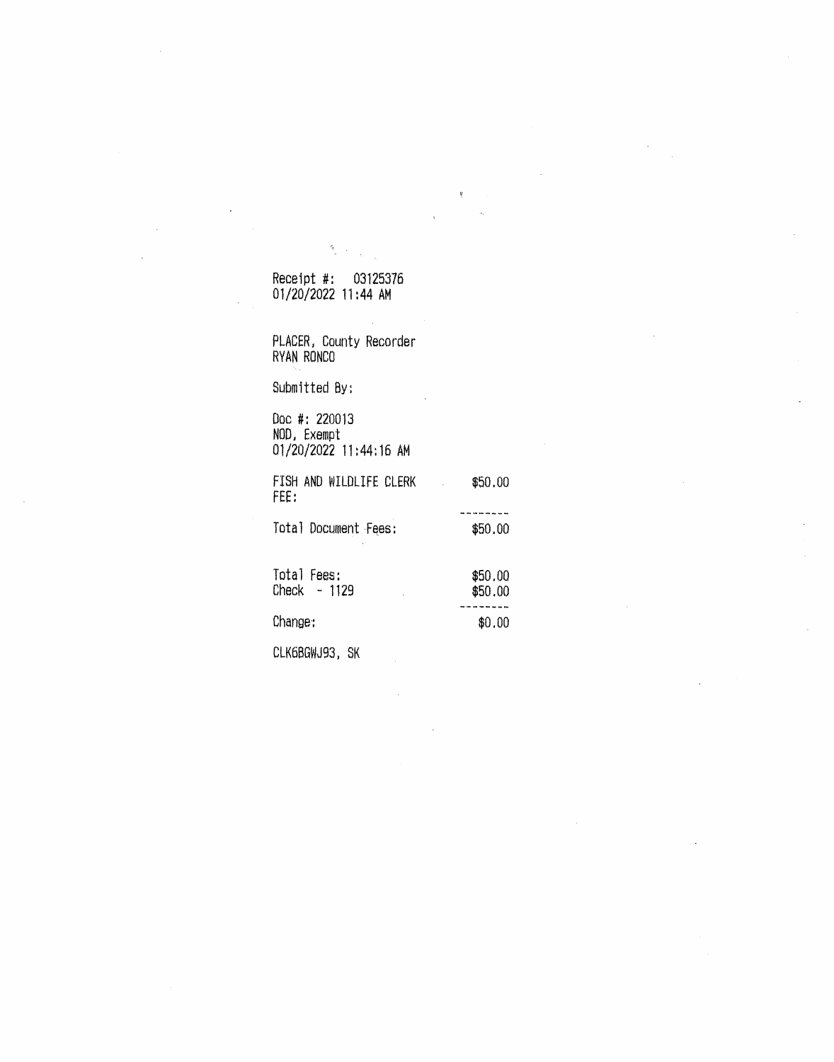Receipt #: 03125376
01/20/2022 11:44 AM

PLACER, County Recorder
RYAN RONCO

Submitted By:

Doc #: 220013
NOD, Exempt
01/20/2022 11:44:16 AM

| | |
|---|---|
| FISH AND WILDLIFE CLERK FEE: | $50.00 |
| | --------- |
| Total Document Fees: | $50.00 |
| | |
| Total Fees: | $50.00 |
| Check - 1129 | $50.00 |
| | --------- |
| Change: | $0.00 |

CLK6BGWJ93, SK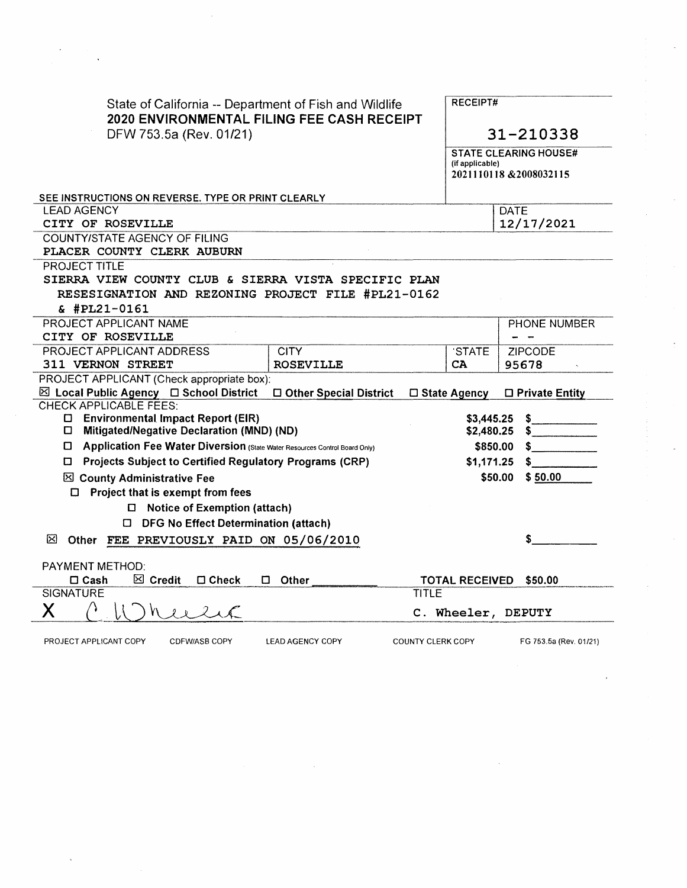State of California -- Department of Fish and Wildlife
**2020 ENVIRONMENTAL FILING FEE CASH RECEIPT**
DFW 753.5a (Rev. 01/21)

**RECEIPT#**
31-210338

**STATE CLEARING HOUSE#** (if applicable)
2021110118 &2008032115

SEE INSTRUCTIONS ON REVERSE. TYPE OR PRINT CLEARLY

| LEAD AGENCY | | | DATE |
|---|---|---|---|
| CITY OF ROSEVILLE | | | 12/17/2021 |
| COUNTY/STATE AGENCY OF FILING | | | |
| PLACER COUNTY CLERK AUBURN | | | |
| PROJECT TITLE | | | |
| SIERRA VIEW COUNTY CLUB & SIERRA VISTA SPECIFIC PLAN RESESIGNATION AND REZONING PROJECT FILE #PL21-0162 & #PL21-0161 | | | |
| PROJECT APPLICANT NAME | | | PHONE NUMBER |
| CITY OF ROSEVILLE | | | - - |
| PROJECT APPLICANT ADDRESS | CITY | STATE | ZIPCODE |
| 311 VERNON STREET | ROSEVILLE | CA | 95678 |

PROJECT APPLICANT (Check appropriate box):
☒ **Local Public Agency** ☐ **School District** ☐ **Other Special District** ☐ **State Agency** ☐ **Private Entity**

CHECK APPLICABLE FEES:

| | | |
|---|---|---|
| ☐ **Environmental Impact Report (EIR)** | $3,445.25 | $ |
| ☐ **Mitigated/Negative Declaration (MND) (ND)** | $2,480.25 | $ |
| ☐ **Application Fee Water Diversion** (State Water Resources Control Board Only) | $850.00 | $ |
| ☐ **Projects Subject to Certified Regulatory Programs (CRP)** | $1,171.25 | $ |
| ☒ **County Administrative Fee** | $50.00 | $ 50.00 |
| ☐ **Project that is exempt from fees** | | |
| ☐ **Notice of Exemption (attach)** | | |
| ☐ **DFG No Effect Determination (attach)** | | |
| ☒ **Other** FEE PREVIOUSLY PAID ON 05/06/2010 | | $ |

PAYMENT METHOD:
☐ **Cash** ☒ **Credit** ☐ **Check** ☐ **Other**

**TOTAL RECEIVED $50.00**

| SIGNATURE | TITLE |
|---|---|
| X C. Wheeler | C. Wheeler, DEPUTY |

PROJECT APPLICANT COPY CDFW/ASB COPY LEAD AGENCY COPY COUNTY CLERK COPY FG 753.5a (Rev. 01/21)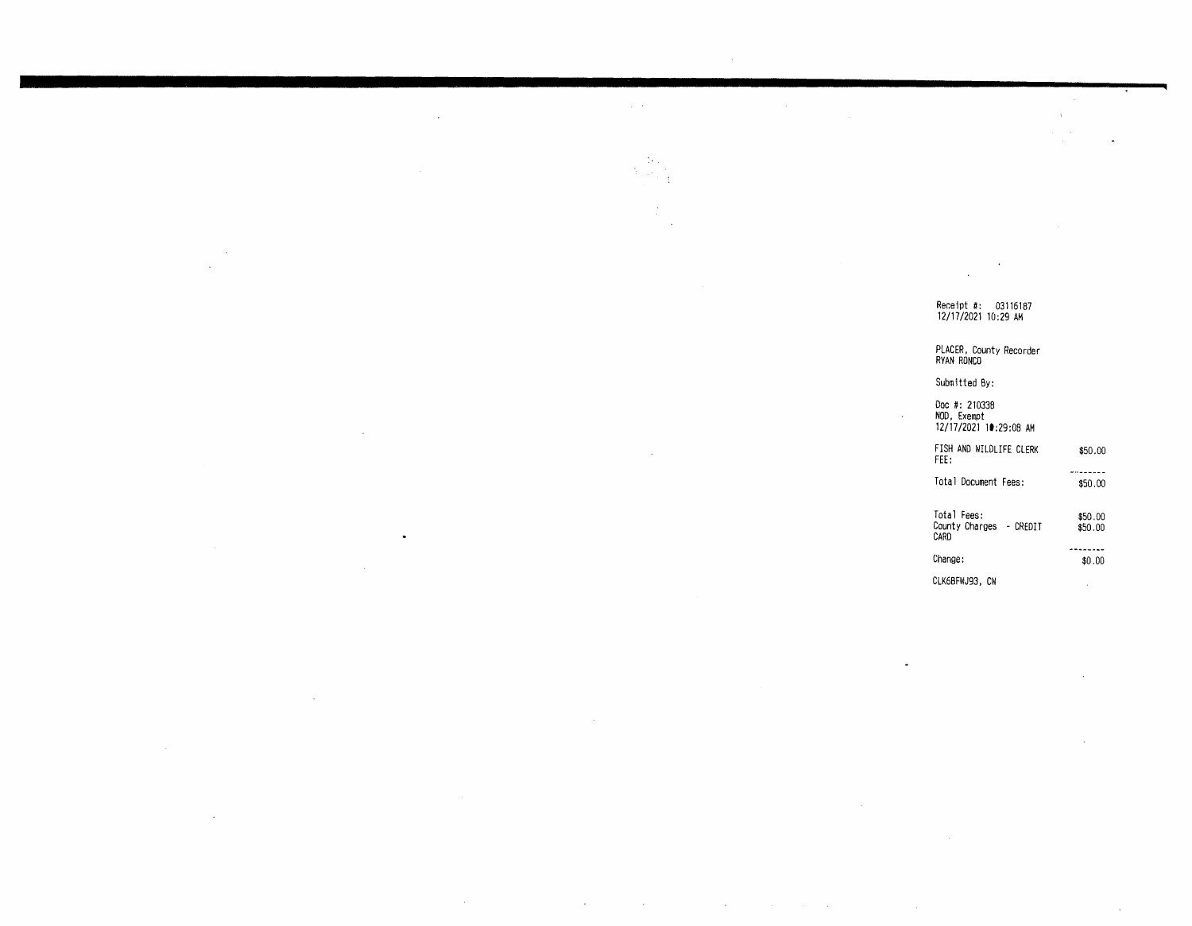Receipt #: 03116187
12/17/2021 10:29 AM

PLACER, County Recorder
RYAN RONCO

Submitted By:

Doc #: 210338
NOD, Exempt
12/17/2021 10:29:08 AM

| | |
|---|---|
| FISH AND WILDLIFE CLERK FEE: | $50.00 |
| Total Document Fees: | $50.00 |
| Total Fees: | $50.00 |
| County Charges - CREDIT CARD | $50.00 |
| Change: | $0.00 |

CLK6BFWJ93, CW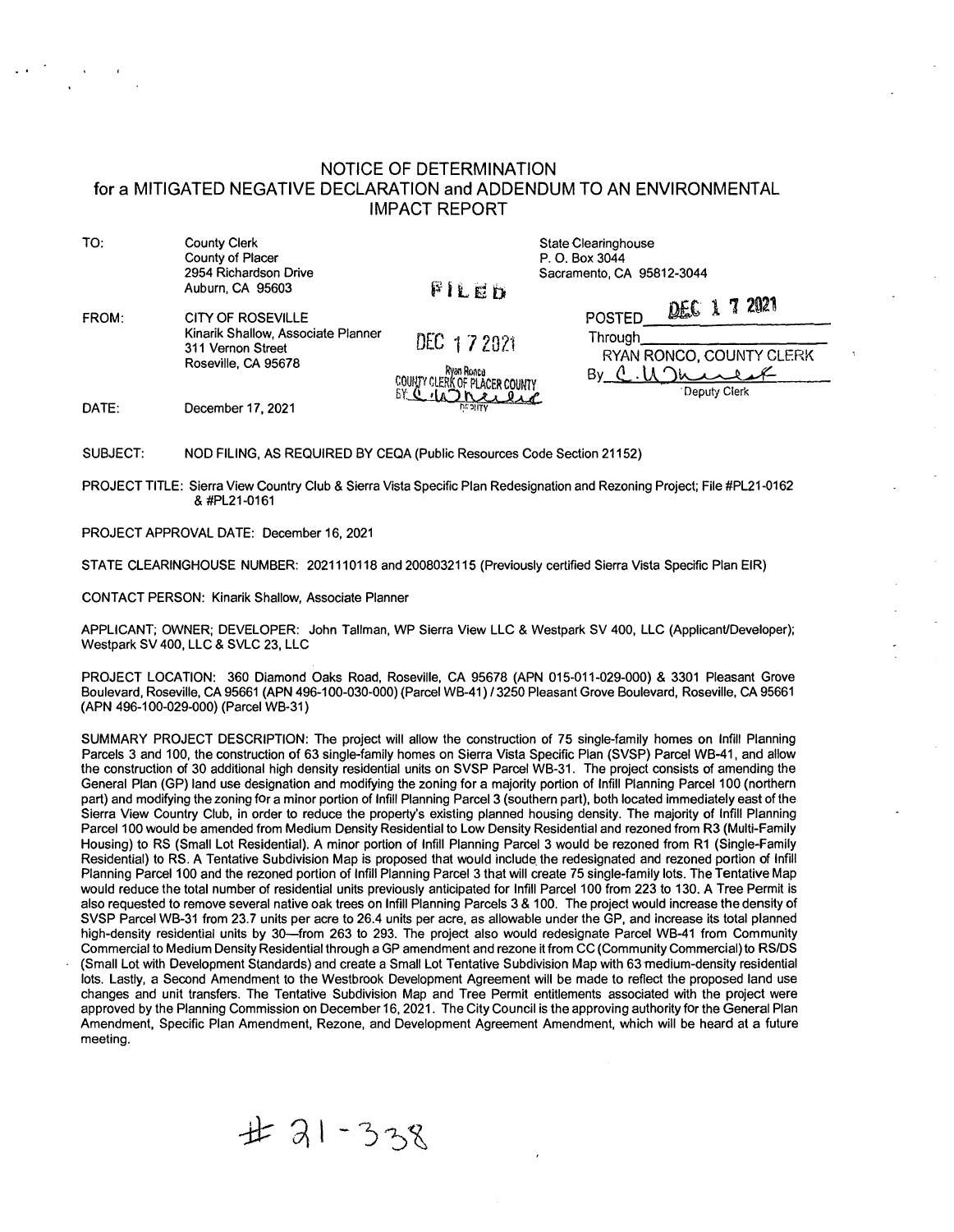# NOTICE OF DETERMINATION
## for a MITIGATED NEGATIVE DECLARATION and ADDENDUM TO AN ENVIRONMENTAL IMPACT REPORT

TO: County Clerk
County of Placer
2954 Richardson Drive
Auburn, CA 95603

State Clearinghouse
P. O. Box 3044
Sacramento, CA 95812-3044

FILED
DEC 17 2021
Ryan Ronco
COUNTY CLERK OF PLACER COUNTY
BY: C. W. Dhurel
DEPUTY

POSTED DEC 17 2021
Through ___________
RYAN RONCO, COUNTY CLERK
By C. W. Dhurel
Deputy Clerk

FROM: CITY OF ROSEVILLE
Kinarik Shallow, Associate Planner
311 Vernon Street
Roseville, CA 95678

DATE: December 17, 2021

SUBJECT: NOD FILING, AS REQUIRED BY CEQA (Public Resources Code Section 21152)

PROJECT TITLE: Sierra View Country Club & Sierra Vista Specific Plan Redesignation and Rezoning Project; File #PL21-0162 & #PL21-0161

PROJECT APPROVAL DATE: December 16, 2021

STATE CLEARINGHOUSE NUMBER: 2021110118 and 2008032115 (Previously certified Sierra Vista Specific Plan EIR)

CONTACT PERSON: Kinarik Shallow, Associate Planner

APPLICANT; OWNER; DEVELOPER: John Tallman, WP Sierra View LLC & Westpark SV 400, LLC (Applicant/Developer); Westpark SV 400, LLC & SVLC 23, LLC

PROJECT LOCATION: 360 Diamond Oaks Road, Roseville, CA 95678 (APN 015-011-029-000) & 3301 Pleasant Grove Boulevard, Roseville, CA 95661 (APN 496-100-030-000) (Parcel WB-41) / 3250 Pleasant Grove Boulevard, Roseville, CA 95661 (APN 496-100-029-000) (Parcel WB-31)

SUMMARY PROJECT DESCRIPTION: The project will allow the construction of 75 single-family homes on Infill Planning Parcels 3 and 100, the construction of 63 single-family homes on Sierra Vista Specific Plan (SVSP) Parcel WB-41, and allow the construction of 30 additional high density residential units on SVSP Parcel WB-31. The project consists of amending the General Plan (GP) land use designation and modifying the zoning for a majority portion of Infill Planning Parcel 100 (northern part) and modifying the zoning for a minor portion of Infill Planning Parcel 3 (southern part), both located immediately east of the Sierra View Country Club, in order to reduce the property's existing planned housing density. The majority of Infill Planning Parcel 100 would be amended from Medium Density Residential to Low Density Residential and rezoned from R3 (Multi-Family Housing) to RS (Small Lot Residential). A minor portion of Infill Planning Parcel 3 would be rezoned from R1 (Single-Family Residential) to RS. A Tentative Subdivision Map is proposed that would include the redesignated and rezoned portion of Infill Planning Parcel 100 and the rezoned portion of Infill Planning Parcel 3 that will create 75 single-family lots. The Tentative Map would reduce the total number of residential units previously anticipated for Infill Parcel 100 from 223 to 130. A Tree Permit is also requested to remove several native oak trees on Infill Planning Parcels 3 & 100. The project would increase the density of SVSP Parcel WB-31 from 23.7 units per acre to 26.4 units per acre, as allowable under the GP, and increase its total planned high-density residential units by 30—from 263 to 293. The project also would redesignate Parcel WB-41 from Community Commercial to Medium Density Residential through a GP amendment and rezone it from CC (Community Commercial) to RS/DS (Small Lot with Development Standards) and create a Small Lot Tentative Subdivision Map with 63 medium-density residential lots. Lastly, a Second Amendment to the Westbrook Development Agreement will be made to reflect the proposed land use changes and unit transfers. The Tentative Subdivision Map and Tree Permit entitlements associated with the project were approved by the Planning Commission on December 16, 2021. The City Council is the approving authority for the General Plan Amendment, Specific Plan Amendment, Rezone, and Development Agreement Amendment, which will be heard at a future meeting.

# 21-338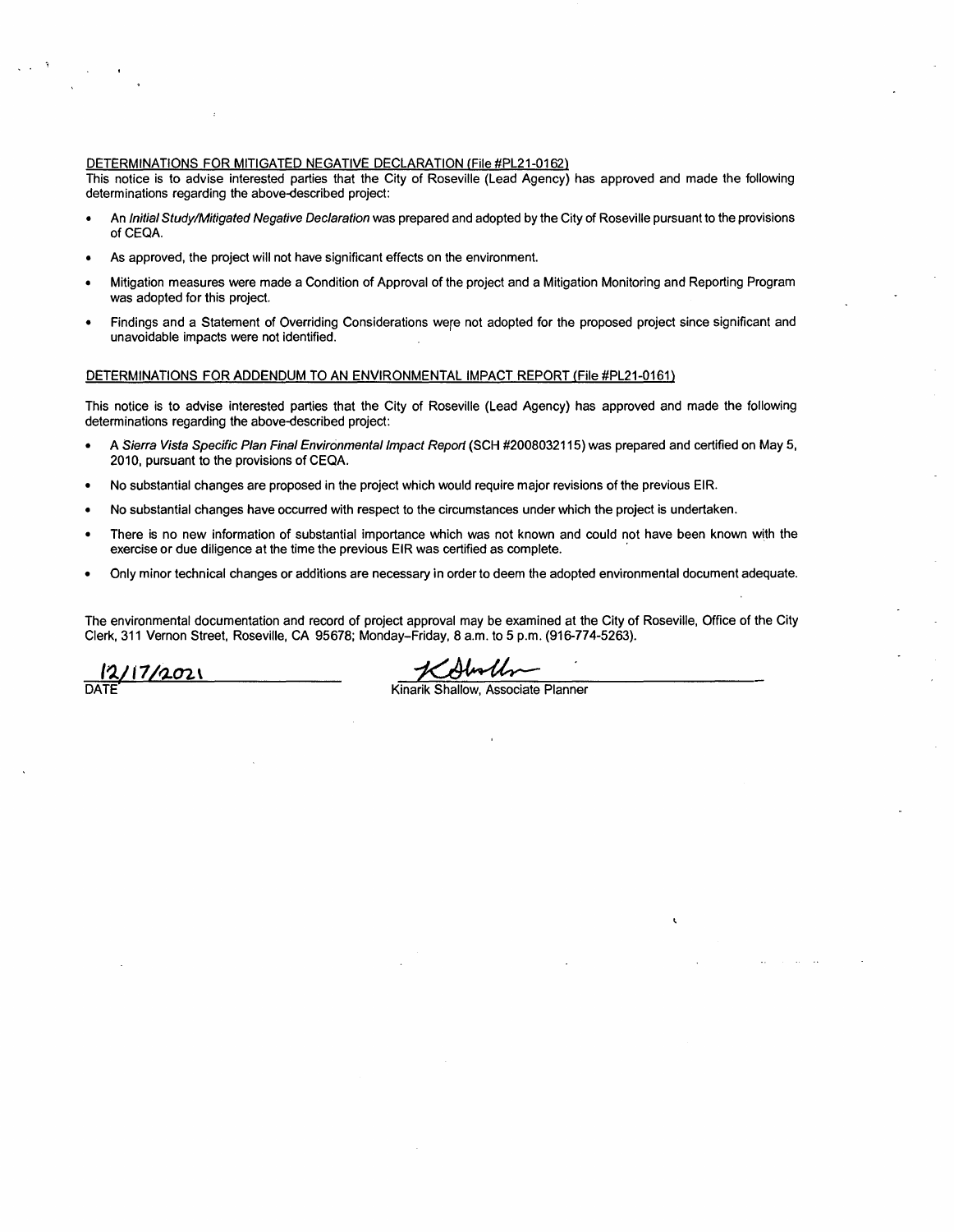DETERMINATIONS FOR MITIGATED NEGATIVE DECLARATION (File #PL21-0162)

This notice is to advise interested parties that the City of Roseville (Lead Agency) has approved and made the following determinations regarding the above-described project:

- An *Initial Study/Mitigated Negative Declaration* was prepared and adopted by the City of Roseville pursuant to the provisions of CEQA.
- As approved, the project will not have significant effects on the environment.
- Mitigation measures were made a Condition of Approval of the project and a Mitigation Monitoring and Reporting Program was adopted for this project.
- Findings and a Statement of Overriding Considerations were not adopted for the proposed project since significant and unavoidable impacts were not identified.

DETERMINATIONS FOR ADDENDUM TO AN ENVIRONMENTAL IMPACT REPORT (File #PL21-0161)

This notice is to advise interested parties that the City of Roseville (Lead Agency) has approved and made the following determinations regarding the above-described project:

- A *Sierra Vista Specific Plan Final Environmental Impact Report* (SCH #2008032115) was prepared and certified on May 5, 2010, pursuant to the provisions of CEQA.
- No substantial changes are proposed in the project which would require major revisions of the previous EIR.
- No substantial changes have occurred with respect to the circumstances under which the project is undertaken.
- There is no new information of substantial importance which was not known and could not have been known with the exercise or due diligence at the time the previous EIR was certified as complete.
- Only minor technical changes or additions are necessary in order to deem the adopted environmental document adequate.

The environmental documentation and record of project approval may be examined at the City of Roseville, Office of the City Clerk, 311 Vernon Street, Roseville, CA 95678; Monday–Friday, 8 a.m. to 5 p.m. (916-774-5263).

12/17/2021
DATE

Kinarik Shallow, Associate Planner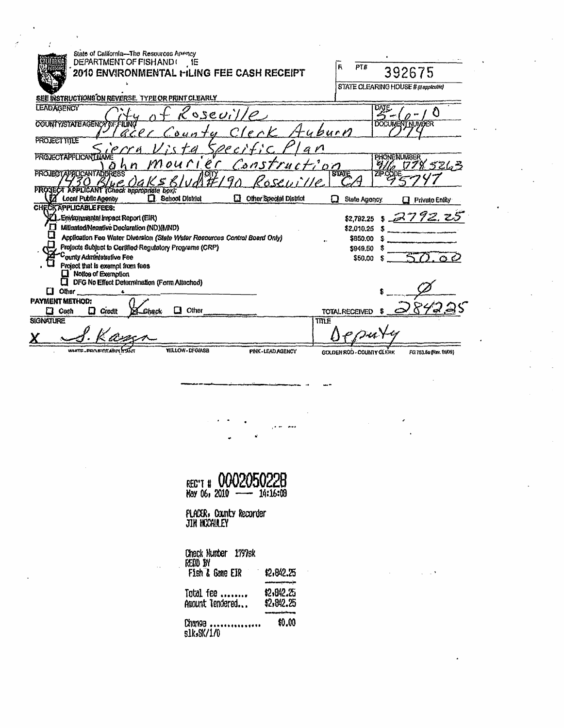State of California—The Resources Agency
DEPARTMENT OF FISH AND GAME

## 2010 ENVIRONMENTAL FILING FEE CASH RECEIPT

RCPT# 392675

STATE CLEARING HOUSE # (if applicable)

SEE INSTRUCTIONS ON REVERSE. TYPE OR PRINT CLEARLY

| | |
|---|---|
| LEAD AGENCY: City of Roseville | DATE: 5-6-10 |
| COUNTY/STATE AGENCY OF FILING: Placer County Clerk Auburn | DOCUMENT NUMBER: 074 |
| PROJECT TITLE: Sierra Vista Specific Plan | |
| PROJECT APPLICANT NAME: John Mourier Construction | PHONE NUMBER: 916 778 5263 |
| PROJECT APPLICANT ADDRESS: 1430 Blue Oaks Blvd #190 | CITY: Roseville | STATE: CA | ZIP CODE: 95747 |

PROJECT APPLICANT (Check appropriate box):
- [x] Local Public Agency
- [ ] School District
- [ ] Other Special District
- [ ] State Agency
- [ ] Private Entity

CHECK APPLICABLE FEES:

| | | |
|---|---|---|
| [x] Environmental Impact Report (EIR) | $2,792.25 | $ 2792.25 |
| [ ] Mitigated/Negative Declaration (ND)(MND) | $2,010.25 | $ |
| [ ] Application Fee Water Diversion (State Water Resources Control Board Only) | $850.00 | $ |
| [ ] Projects Subject to Certified Regulatory Programs (CRP) | $949.50 | $ |
| [x] County Administrative Fee | $50.00 | $ 50.00 |
| [ ] Project that is exempt from fees | | |
| [ ] Notice of Exemption | | |
| [ ] DFG No Effect Determination (Form Attached) | | |
| [ ] Other | | $ Ø |

PAYMENT METHOD:
- [ ] Cash
- [ ] Credit
- [x] Check
- [ ] Other

TOTAL RECEIVED $ 2842.25

SIGNATURE: X S. Kazan

TITLE: Deputy

WHITE - PROJECT APPLICANT YELLOW - DFG/ASB PINK - LEAD AGENCY GOLDENROD - COUNTY CLERK FG 753.5a (Rev. 11/09)

REC'T # 0002050228
May 06, 2010 — 14:16:08

PLACER, County Recorder
JIM MCCAULEY

Check Number 1797sk
RECD BY

| | |
|---|---|
| Fish & Game EIR | $2,842.25 |
| Total fee ........ | $2,842.25 |
| Amount Tendered... | $2,842.25 |
| Change ............... | $0.00 |

slk,SK/1/0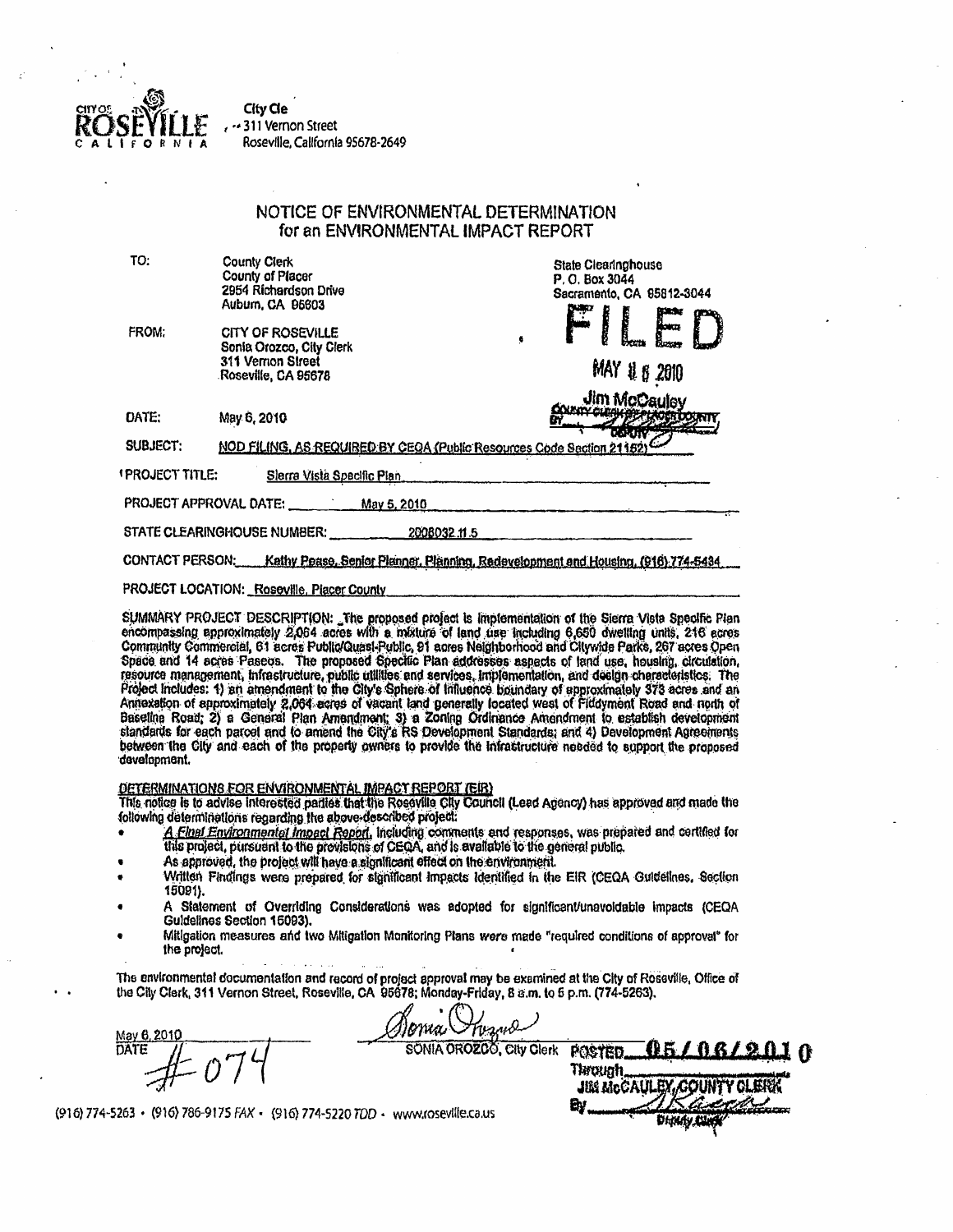CITY OF ROSEVILLE CALIFORNIA

City Cle
311 Vernon Street
Roseville, California 95678-2649

# NOTICE OF ENVIRONMENTAL DETERMINATION for an ENVIRONMENTAL IMPACT REPORT

| | | |
|---|---|---|
| TO: | County Clerk<br>County of Placer<br>2954 Richardson Drive<br>Auburn, CA 95603 | State Clearinghouse<br>P. O. Box 3044<br>Sacramento, CA 95812-3044 |
| FROM: | CITY OF ROSEVILLE<br>Sonia Orozco, City Clerk<br>311 Vernon Street<br>Roseville, CA 95678 | FILED<br>MAY 0 6 2010<br>Jim McCauley<br>COUNTY CLERK OF PLACER COUNTY<br>BY ___ DEPUTY |
| DATE: | May 6, 2010 | |

SUBJECT: NOD FILING, AS REQUIRED BY CEQA (Public Resources Code Section 21152)

PROJECT TITLE: Sierra Vista Specific Plan

PROJECT APPROVAL DATE: May 5, 2010

STATE CLEARINGHOUSE NUMBER: 2008032115

CONTACT PERSON: Kathy Pease, Senior Planner, Planning, Redevelopment and Housing, (916) 774-5434

PROJECT LOCATION: Roseville, Placer County

SUMMARY PROJECT DESCRIPTION: The proposed project is implementation of the Sierra Vista Specific Plan encompassing approximately 2,064 acres with a mixture of land use including 6,650 dwelling units, 216 acres Community Commercial, 61 acres Public/Quasi-Public, 91 acres Neighborhood and Citywide Parks, 267 acres Open Space and 14 acres Paseos. The proposed Specific Plan addresses aspects of land use, housing, circulation, resource management, infrastructure, public utilities and services, implementation, and design characteristics. The Project includes: 1) an amendment to the City's Sphere of Influence boundary of approximately 373 acres and an Annexation of approximately 2,064 acres of vacant land generally located west of Fiddyment Road and north of Baseline Road; 2) a General Plan Amendment; 3) a Zoning Ordinance Amendment to establish development standards for each parcel and to amend the City's RS Development Standards; and 4) Development Agreements between the City and each of the property owners to provide the infrastructure needed to support the proposed development.

## DETERMINATIONS FOR ENVIRONMENTAL IMPACT REPORT (EIR)

This notice is to advise interested parties that the Roseville City Council (Lead Agency) has approved and made the following determinations regarding the above-described project:

- *A Final Environmental Impact Report*, including comments and responses, was prepared and certified for this project, pursuant to the provisions of CEQA, and is available to the general public.
- As approved, the project will have a significant effect on the environment.
- Written Findings were prepared for significant impacts identified in the EIR (CEQA Guidelines, Section 15091).
- A Statement of Overriding Considerations was adopted for significant/unavoidable impacts (CEQA Guidelines Section 15093).
- Mitigation measures and two Mitigation Monitoring Plans were made "required conditions of approval" for the project.

The environmental documentation and record of project approval may be examined at the City of Roseville, Office of the City Clerk, 311 Vernon Street, Roseville, CA 95678; Monday-Friday, 8 a.m. to 5 p.m. (774-5263).

May 6, 2010
DATE
#074

Sonia Orozco
SONIA OROZCO, City Clerk

POSTED 05/06/2010
Through ___
JIM McCAULEY, COUNTY CLERK
By ___ Deputy Clerk

(916) 774-5263 • (916) 786-9175 FAX • (916) 774-5220 TDD • www.roseville.ca.us